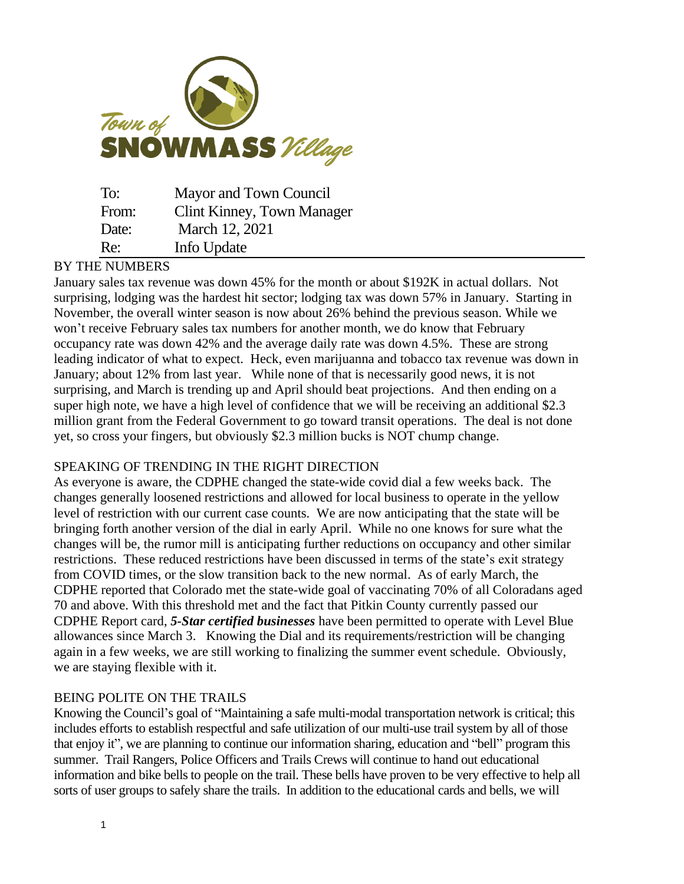Town of SNOWMASS Village

| | |
|---|---|
| To: | Mayor and Town Council |
| From: | Clint Kinney, Town Manager |
| Date: | March 12, 2021 |
| Re: | Info Update |

## BY THE NUMBERS

January sales tax revenue was down 45% for the month or about $192K in actual dollars. Not surprising, lodging was the hardest hit sector; lodging tax was down 57% in January. Starting in November, the overall winter season is now about 26% behind the previous season. While we won't receive February sales tax numbers for another month, we do know that February occupancy rate was down 42% and the average daily rate was down 4.5%. These are strong leading indicator of what to expect. Heck, even marijuanna and tobacco tax revenue was down in January; about 12% from last year. While none of that is necessarily good news, it is not surprising, and March is trending up and April should beat projections. And then ending on a super high note, we have a high level of confidence that we will be receiving an additional $2.3 million grant from the Federal Government to go toward transit operations. The deal is not done yet, so cross your fingers, but obviously $2.3 million bucks is NOT chump change.

## SPEAKING OF TRENDING IN THE RIGHT DIRECTION

As everyone is aware, the CDPHE changed the state-wide covid dial a few weeks back. The changes generally loosened restrictions and allowed for local business to operate in the yellow level of restriction with our current case counts. We are now anticipating that the state will be bringing forth another version of the dial in early April. While no one knows for sure what the changes will be, the rumor mill is anticipating further reductions on occupancy and other similar restrictions. These reduced restrictions have been discussed in terms of the state's exit strategy from COVID times, or the slow transition back to the new normal. As of early March, the CDPHE reported that Colorado met the state-wide goal of vaccinating 70% of all Coloradans aged 70 and above. With this threshold met and the fact that Pitkin County currently passed our CDPHE Report card, ***5-Star certified businesses*** have been permitted to operate with Level Blue allowances since March 3. Knowing the Dial and its requirements/restriction will be changing again in a few weeks, we are still working to finalizing the summer event schedule. Obviously, we are staying flexible with it.

## BEING POLITE ON THE TRAILS

Knowing the Council's goal of "Maintaining a safe multi-modal transportation network is critical; this includes efforts to establish respectful and safe utilization of our multi-use trail system by all of those that enjoy it", we are planning to continue our information sharing, education and "bell" program this summer. Trail Rangers, Police Officers and Trails Crews will continue to hand out educational information and bike bells to people on the trail. These bells have proven to be very effective to help all sorts of user groups to safely share the trails. In addition to the educational cards and bells, we will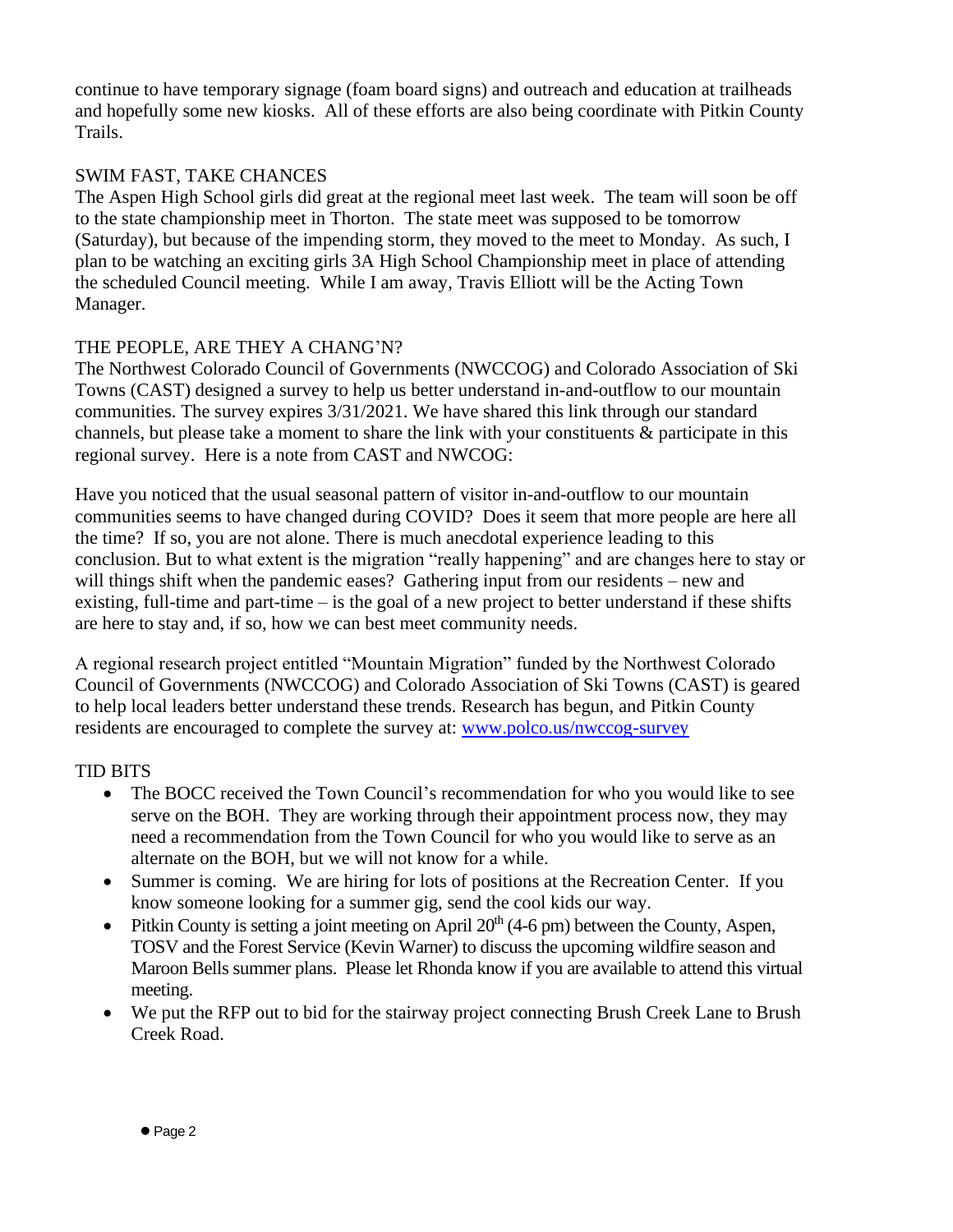continue to have temporary signage (foam board signs) and outreach and education at trailheads and hopefully some new kiosks. All of these efforts are also being coordinate with Pitkin County Trails.

## SWIM FAST, TAKE CHANCES

The Aspen High School girls did great at the regional meet last week. The team will soon be off to the state championship meet in Thorton. The state meet was supposed to be tomorrow (Saturday), but because of the impending storm, they moved to the meet to Monday. As such, I plan to be watching an exciting girls 3A High School Championship meet in place of attending the scheduled Council meeting. While I am away, Travis Elliott will be the Acting Town Manager.

## THE PEOPLE, ARE THEY A CHANG'N?

The Northwest Colorado Council of Governments (NWCCOG) and Colorado Association of Ski Towns (CAST) designed a survey to help us better understand in-and-outflow to our mountain communities. The survey expires 3/31/2021. We have shared this link through our standard channels, but please take a moment to share the link with your constituents & participate in this regional survey. Here is a note from CAST and NWCOG:

Have you noticed that the usual seasonal pattern of visitor in-and-outflow to our mountain communities seems to have changed during COVID? Does it seem that more people are here all the time? If so, you are not alone. There is much anecdotal experience leading to this conclusion. But to what extent is the migration "really happening" and are changes here to stay or will things shift when the pandemic eases? Gathering input from our residents – new and existing, full-time and part-time – is the goal of a new project to better understand if these shifts are here to stay and, if so, how we can best meet community needs.

A regional research project entitled "Mountain Migration" funded by the Northwest Colorado Council of Governments (NWCCOG) and Colorado Association of Ski Towns (CAST) is geared to help local leaders better understand these trends. Research has begun, and Pitkin County residents are encouraged to complete the survey at: [www.polco.us/nwccog-survey](www.polco.us/nwccog-survey)

## TID BITS

- The BOCC received the Town Council's recommendation for who you would like to see serve on the BOH. They are working through their appointment process now, they may need a recommendation from the Town Council for who you would like to serve as an alternate on the BOH, but we will not know for a while.
- Summer is coming. We are hiring for lots of positions at the Recreation Center. If you know someone looking for a summer gig, send the cool kids our way.
- Pitkin County is setting a joint meeting on April 20th (4-6 pm) between the County, Aspen, TOSV and the Forest Service (Kevin Warner) to discuss the upcoming wildfire season and Maroon Bells summer plans. Please let Rhonda know if you are available to attend this virtual meeting.
- We put the RFP out to bid for the stairway project connecting Brush Creek Lane to Brush Creek Road.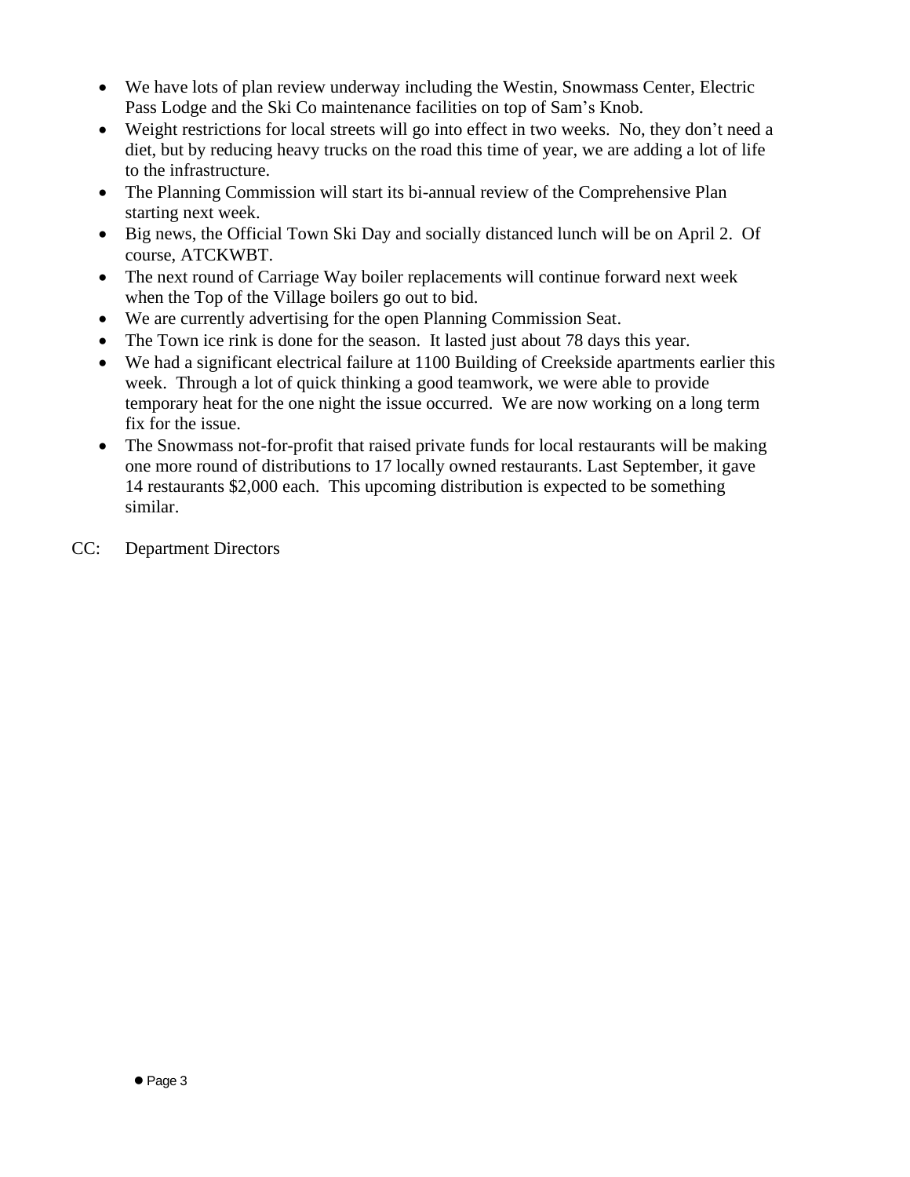- We have lots of plan review underway including the Westin, Snowmass Center, Electric Pass Lodge and the Ski Co maintenance facilities on top of Sam's Knob.
- Weight restrictions for local streets will go into effect in two weeks. No, they don't need a diet, but by reducing heavy trucks on the road this time of year, we are adding a lot of life to the infrastructure.
- The Planning Commission will start its bi-annual review of the Comprehensive Plan starting next week.
- Big news, the Official Town Ski Day and socially distanced lunch will be on April 2. Of course, ATCKWBT.
- The next round of Carriage Way boiler replacements will continue forward next week when the Top of the Village boilers go out to bid.
- We are currently advertising for the open Planning Commission Seat.
- The Town ice rink is done for the season. It lasted just about 78 days this year.
- We had a significant electrical failure at 1100 Building of Creekside apartments earlier this week. Through a lot of quick thinking a good teamwork, we were able to provide temporary heat for the one night the issue occurred. We are now working on a long term fix for the issue.
- The Snowmass not-for-profit that raised private funds for local restaurants will be making one more round of distributions to 17 locally owned restaurants. Last September, it gave 14 restaurants $2,000 each. This upcoming distribution is expected to be something similar.

CC: Department Directors